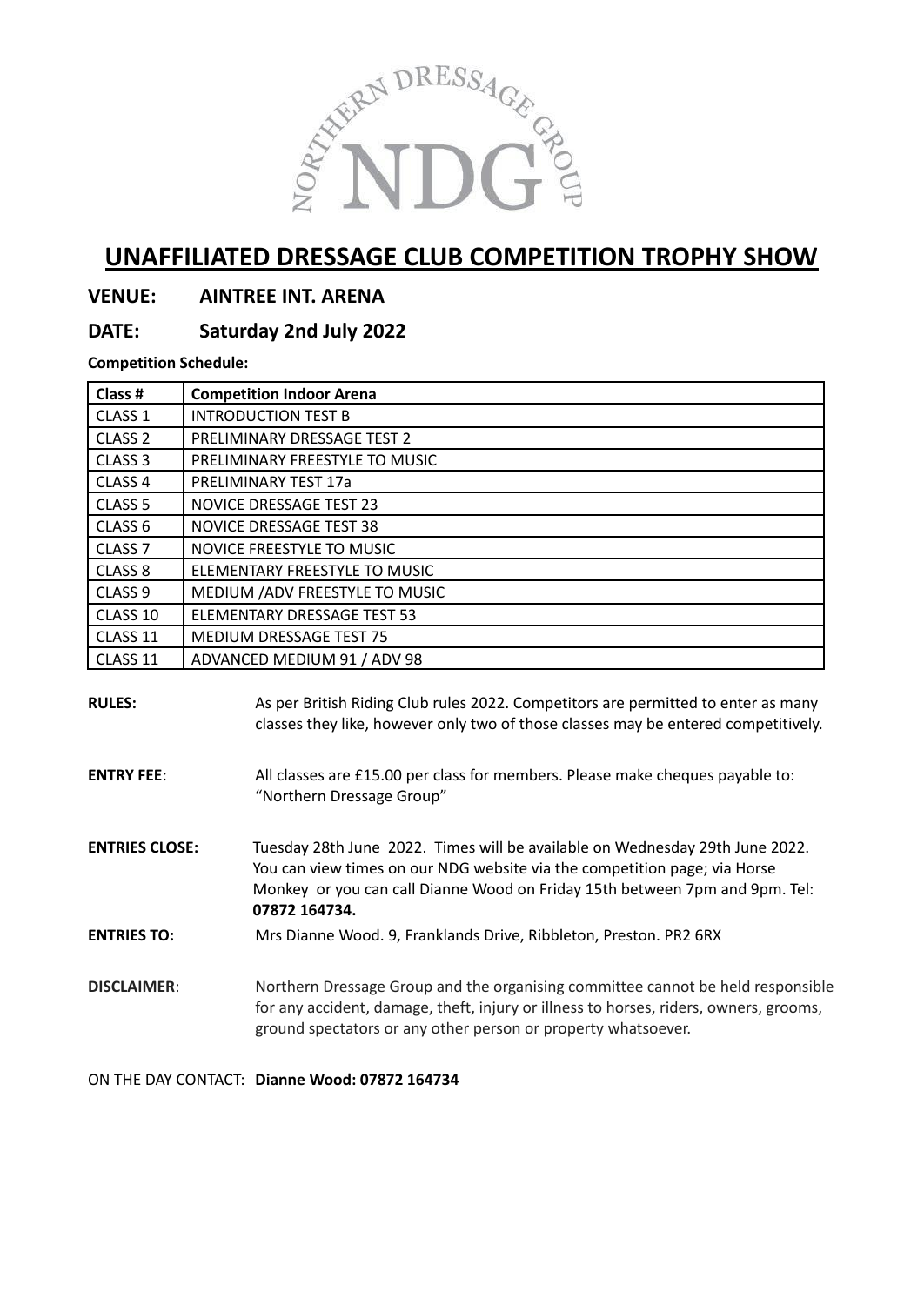# UNAFFILIATED DRESSAGE CLUB COMPETITION TROPHY SHOW

## VENUE: AINTREE INT. ARENA

## DATE: Saturday 2nd July 2022

**Competition Schedule:**

| Class # | Competition Indoor Arena |
|---|---|
| CLASS 1 | INTRODUCTION TEST B |
| CLASS 2 | PRELIMINARY DRESSAGE TEST 2 |
| CLASS 3 | PRELIMINARY FREESTYLE TO MUSIC |
| CLASS 4 | PRELIMINARY TEST 17a |
| CLASS 5 | NOVICE DRESSAGE TEST 23 |
| CLASS 6 | NOVICE DRESSAGE TEST 38 |
| CLASS 7 | NOVICE FREESTYLE TO MUSIC |
| CLASS 8 | ELEMENTARY FREESTYLE TO MUSIC |
| CLASS 9 | MEDIUM /ADV FREESTYLE TO MUSIC |
| CLASS 10 | ELEMENTARY DRESSAGE TEST 53 |
| CLASS 11 | MEDIUM DRESSAGE TEST 75 |
| CLASS 11 | ADVANCED MEDIUM 91 / ADV 98 |

**RULES:** As per British Riding Club rules 2022. Competitors are permitted to enter as many classes they like, however only two of those classes may be entered competitively.

**ENTRY FEE**: All classes are £15.00 per class for members. Please make cheques payable to: "Northern Dressage Group"

**ENTRIES CLOSE:** Tuesday 28th June 2022. Times will be available on Wednesday 29th June 2022. You can view times on our NDG website via the competition page; via Horse Monkey or you can call Dianne Wood on Friday 15th between 7pm and 9pm. Tel: **07872 164734.**

**ENTRIES TO:** Mrs Dianne Wood. 9, Franklands Drive, Ribbleton, Preston. PR2 6RX

**DISCLAIMER**: Northern Dressage Group and the organising committee cannot be held responsible for any accident, damage, theft, injury or illness to horses, riders, owners, grooms, ground spectators or any other person or property whatsoever.

ON THE DAY CONTACT: **Dianne Wood: 07872 164734**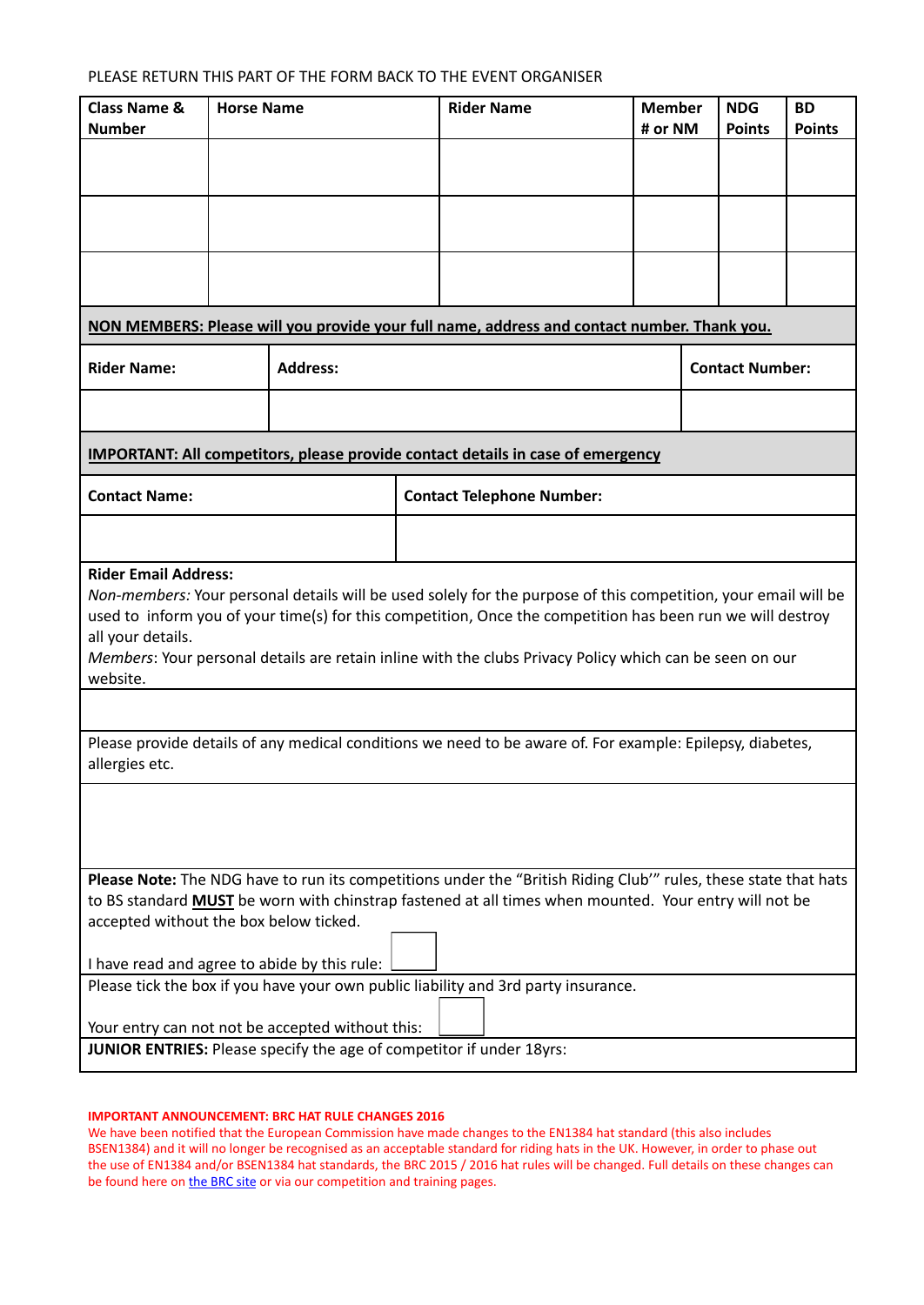PLEASE RETURN THIS PART OF THE FORM BACK TO THE EVENT ORGANISER

| Class Name & Number | Horse Name | Rider Name | Member # or NM | NDG Points | BD Points |
|---|---|---|---|---|---|
| | | | | | |
| | | | | | |
| | | | | | |

**NON MEMBERS: Please will you provide your full name, address and contact number. Thank you.**

| Rider Name: | Address: | Contact Number: |
|---|---|---|
| | | |

**IMPORTANT: All competitors, please provide contact details in case of emergency**

| Contact Name: | Contact Telephone Number: |
|---|---|
| | |

**Rider Email Address:**

*Non-members:* Your personal details will be used solely for the purpose of this competition, your email will be used to inform you of your time(s) for this competition, Once the competition has been run we will destroy all your details.

*Members*: Your personal details are retain inline with the clubs Privacy Policy which can be seen on our website.

Please provide details of any medical conditions we need to be aware of. For example: Epilepsy, diabetes, allergies etc.

**Please Note:** The NDG have to run its competitions under the "British Riding Club'" rules, these state that hats to BS standard **MUST** be worn with chinstrap fastened at all times when mounted. Your entry will not be accepted without the box below ticked.

I have read and agree to abide by this rule: ☐

Please tick the box if you have your own public liability and 3rd party insurance.

Your entry can not not be accepted without this: ☐

**JUNIOR ENTRIES:** Please specify the age of competitor if under 18yrs:

**IMPORTANT ANNOUNCEMENT: BRC HAT RULE CHANGES 2016**

We have been notified that the European Commission have made changes to the EN1384 hat standard (this also includes BSEN1384) and it will no longer be recognised as an acceptable standard for riding hats in the UK. However, in order to phase out the use of EN1384 and/or BSEN1384 hat standards, the BRC 2015 / 2016 hat rules will be changed. Full details on these changes can be found here on the BRC site or via our competition and training pages.